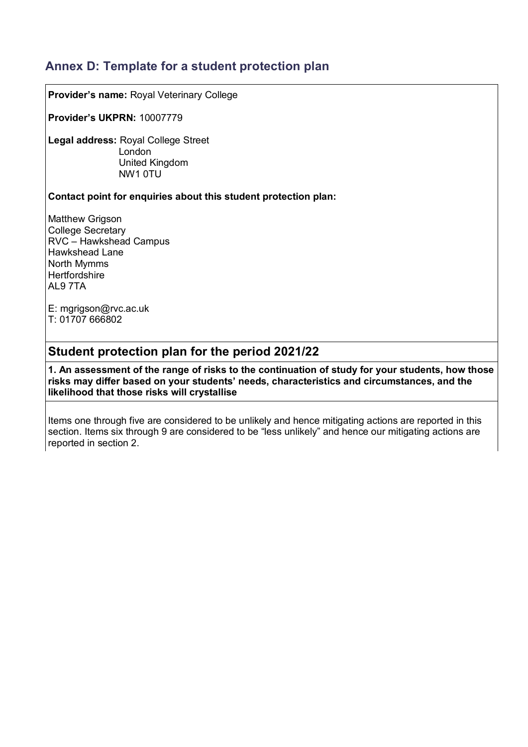## Annex D: Template for a student protection plan

**Provider's name:** Royal Veterinary College

**Provider's UKPRN:** 10007779

**Legal address:** Royal College Street
London
United Kingdom
NW1 0TU

**Contact point for enquiries about this student protection plan:**

Matthew Grigson
College Secretary
RVC – Hawkshead Campus
Hawkshead Lane
North Mymms
Hertfordshire
AL9 7TA

E: mgrigson@rvc.ac.uk
T: 01707 666802

## Student protection plan for the period 2021/22

**1. An assessment of the range of risks to the continuation of study for your students, how those risks may differ based on your students' needs, characteristics and circumstances, and the likelihood that those risks will crystallise**

Items one through five are considered to be unlikely and hence mitigating actions are reported in this section. Items six through 9 are considered to be "less unlikely" and hence our mitigating actions are reported in section 2.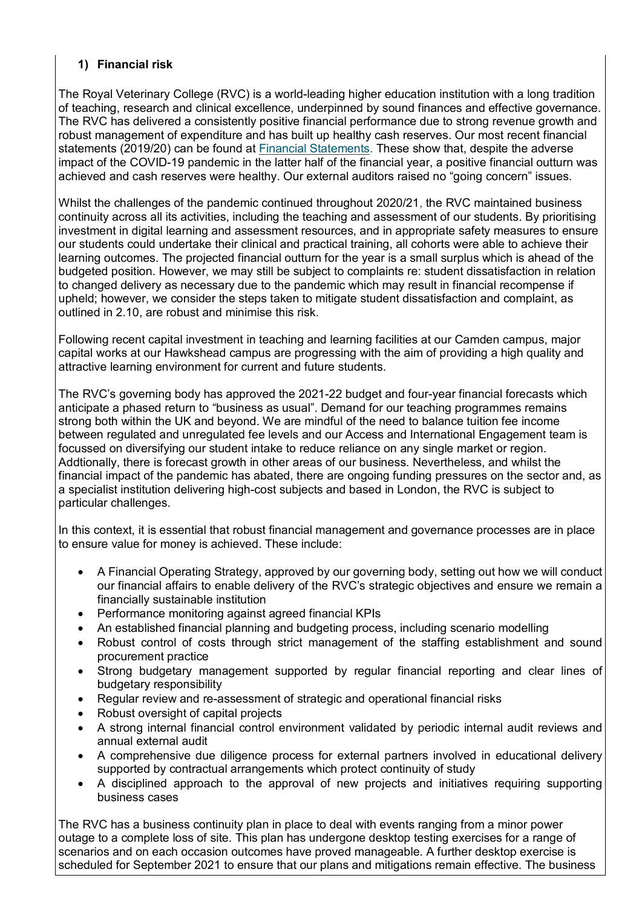**1) Financial risk**

The Royal Veterinary College (RVC) is a world-leading higher education institution with a long tradition of teaching, research and clinical excellence, underpinned by sound finances and effective governance. The RVC has delivered a consistently positive financial performance due to strong revenue growth and robust management of expenditure and has built up healthy cash reserves. Our most recent financial statements (2019/20) can be found at Financial Statements. These show that, despite the adverse impact of the COVID-19 pandemic in the latter half of the financial year, a positive financial outturn was achieved and cash reserves were healthy. Our external auditors raised no "going concern" issues.

Whilst the challenges of the pandemic continued throughout 2020/21, the RVC maintained business continuity across all its activities, including the teaching and assessment of our students. By prioritising investment in digital learning and assessment resources, and in appropriate safety measures to ensure our students could undertake their clinical and practical training, all cohorts were able to achieve their learning outcomes. The projected financial outturn for the year is a small surplus which is ahead of the budgeted position. However, we may still be subject to complaints re: student dissatisfaction in relation to changed delivery as necessary due to the pandemic which may result in financial recompense if upheld; however, we consider the steps taken to mitigate student dissatisfaction and complaint, as outlined in 2.10, are robust and minimise this risk.

Following recent capital investment in teaching and learning facilities at our Camden campus, major capital works at our Hawkshead campus are progressing with the aim of providing a high quality and attractive learning environment for current and future students.

The RVC's governing body has approved the 2021-22 budget and four-year financial forecasts which anticipate a phased return to "business as usual". Demand for our teaching programmes remains strong both within the UK and beyond. We are mindful of the need to balance tuition fee income between regulated and unregulated fee levels and our Access and International Engagement team is focussed on diversifying our student intake to reduce reliance on any single market or region. Addtionally, there is forecast growth in other areas of our business. Nevertheless, and whilst the financial impact of the pandemic has abated, there are ongoing funding pressures on the sector and, as a specialist institution delivering high-cost subjects and based in London, the RVC is subject to particular challenges.

In this context, it is essential that robust financial management and governance processes are in place to ensure value for money is achieved. These include:

- A Financial Operating Strategy, approved by our governing body, setting out how we will conduct our financial affairs to enable delivery of the RVC's strategic objectives and ensure we remain a financially sustainable institution
- Performance monitoring against agreed financial KPIs
- An established financial planning and budgeting process, including scenario modelling
- Robust control of costs through strict management of the staffing establishment and sound procurement practice
- Strong budgetary management supported by regular financial reporting and clear lines of budgetary responsibility
- Regular review and re-assessment of strategic and operational financial risks
- Robust oversight of capital projects
- A strong internal financial control environment validated by periodic internal audit reviews and annual external audit
- A comprehensive due diligence process for external partners involved in educational delivery supported by contractual arrangements which protect continuity of study
- A disciplined approach to the approval of new projects and initiatives requiring supporting business cases

The RVC has a business continuity plan in place to deal with events ranging from a minor power outage to a complete loss of site. This plan has undergone desktop testing exercises for a range of scenarios and on each occasion outcomes have proved manageable. A further desktop exercise is scheduled for September 2021 to ensure that our plans and mitigations remain effective. The business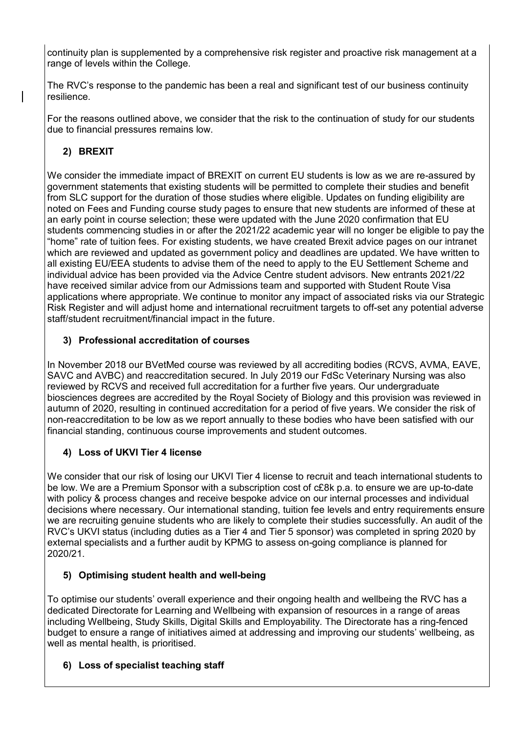continuity plan is supplemented by a comprehensive risk register and proactive risk management at a range of levels within the College.

The RVC's response to the pandemic has been a real and significant test of our business continuity resilience.

For the reasons outlined above, we consider that the risk to the continuation of study for our students due to financial pressures remains low.

**2) BREXIT**

We consider the immediate impact of BREXIT on current EU students is low as we are re-assured by government statements that existing students will be permitted to complete their studies and benefit from SLC support for the duration of those studies where eligible. Updates on funding eligibility are noted on Fees and Funding course study pages to ensure that new students are informed of these at an early point in course selection; these were updated with the June 2020 confirmation that EU students commencing studies in or after the 2021/22 academic year will no longer be eligible to pay the "home" rate of tuition fees. For existing students, we have created Brexit advice pages on our intranet which are reviewed and updated as government policy and deadlines are updated. We have written to all existing EU/EEA students to advise them of the need to apply to the EU Settlement Scheme and individual advice has been provided via the Advice Centre student advisors. New entrants 2021/22 have received similar advice from our Admissions team and supported with Student Route Visa applications where appropriate. We continue to monitor any impact of associated risks via our Strategic Risk Register and will adjust home and international recruitment targets to off-set any potential adverse staff/student recruitment/financial impact in the future.

**3) Professional accreditation of courses**

In November 2018 our BVetMed course was reviewed by all accrediting bodies (RCVS, AVMA, EAVE, SAVC and AVBC) and reaccreditation secured. In July 2019 our FdSc Veterinary Nursing was also reviewed by RCVS and received full accreditation for a further five years. Our undergraduate biosciences degrees are accredited by the Royal Society of Biology and this provision was reviewed in autumn of 2020, resulting in continued accreditation for a period of five years. We consider the risk of non-reaccreditation to be low as we report annually to these bodies who have been satisfied with our financial standing, continuous course improvements and student outcomes.

**4) Loss of UKVI Tier 4 license**

We consider that our risk of losing our UKVI Tier 4 license to recruit and teach international students to be low. We are a Premium Sponsor with a subscription cost of c£8k p.a. to ensure we are up-to-date with policy & process changes and receive bespoke advice on our internal processes and individual decisions where necessary. Our international standing, tuition fee levels and entry requirements ensure we are recruiting genuine students who are likely to complete their studies successfully. An audit of the RVC's UKVI status (including duties as a Tier 4 and Tier 5 sponsor) was completed in spring 2020 by external specialists and a further audit by KPMG to assess on-going compliance is planned for 2020/21.

**5) Optimising student health and well-being**

To optimise our students' overall experience and their ongoing health and wellbeing the RVC has a dedicated Directorate for Learning and Wellbeing with expansion of resources in a range of areas including Wellbeing, Study Skills, Digital Skills and Employability. The Directorate has a ring-fenced budget to ensure a range of initiatives aimed at addressing and improving our students' wellbeing, as well as mental health, is prioritised.

**6) Loss of specialist teaching staff**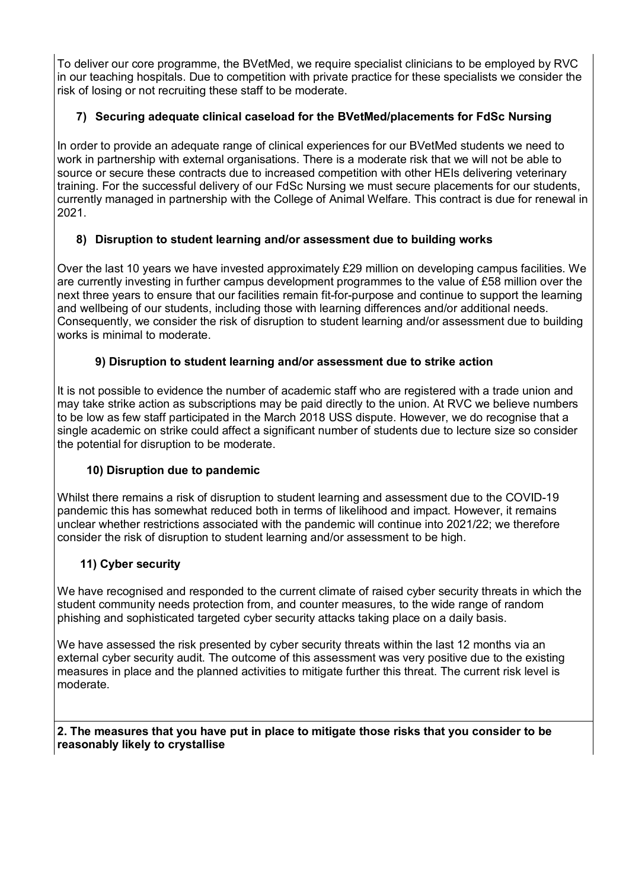To deliver our core programme, the BVetMed, we require specialist clinicians to be employed by RVC in our teaching hospitals. Due to competition with private practice for these specialists we consider the risk of losing or not recruiting these staff to be moderate.

### 7) Securing adequate clinical caseload for the BVetMed/placements for FdSc Nursing

In order to provide an adequate range of clinical experiences for our BVetMed students we need to work in partnership with external organisations. There is a moderate risk that we will not be able to source or secure these contracts due to increased competition with other HEIs delivering veterinary training. For the successful delivery of our FdSc Nursing we must secure placements for our students, currently managed in partnership with the College of Animal Welfare. This contract is due for renewal in 2021.

### 8) Disruption to student learning and/or assessment due to building works

Over the last 10 years we have invested approximately £29 million on developing campus facilities. We are currently investing in further campus development programmes to the value of £58 million over the next three years to ensure that our facilities remain fit-for-purpose and continue to support the learning and wellbeing of our students, including those with learning differences and/or additional needs. Consequently, we consider the risk of disruption to student learning and/or assessment due to building works is minimal to moderate.

### 9) Disruption to student learning and/or assessment due to strike action

It is not possible to evidence the number of academic staff who are registered with a trade union and may take strike action as subscriptions may be paid directly to the union. At RVC we believe numbers to be low as few staff participated in the March 2018 USS dispute. However, we do recognise that a single academic on strike could affect a significant number of students due to lecture size so consider the potential for disruption to be moderate.

### 10) Disruption due to pandemic

Whilst there remains a risk of disruption to student learning and assessment due to the COVID-19 pandemic this has somewhat reduced both in terms of likelihood and impact. However, it remains unclear whether restrictions associated with the pandemic will continue into 2021/22; we therefore consider the risk of disruption to student learning and/or assessment to be high.

### 11) Cyber security

We have recognised and responded to the current climate of raised cyber security threats in which the student community needs protection from, and counter measures, to the wide range of random phishing and sophisticated targeted cyber security attacks taking place on a daily basis.

We have assessed the risk presented by cyber security threats within the last 12 months via an external cyber security audit. The outcome of this assessment was very positive due to the existing measures in place and the planned activities to mitigate further this threat. The current risk level is moderate.

## 2. The measures that you have put in place to mitigate those risks that you consider to be reasonably likely to crystallise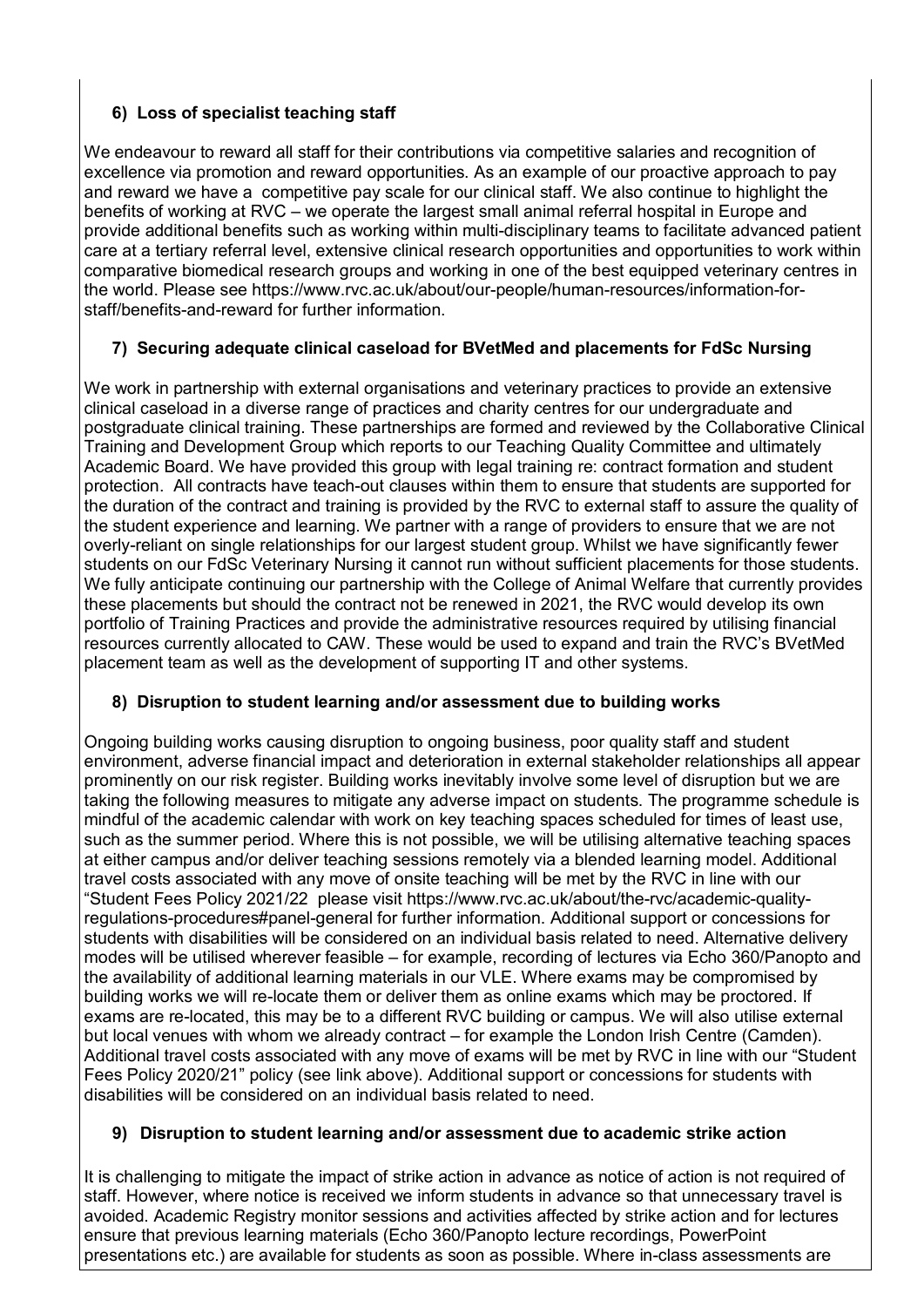### 6) Loss of specialist teaching staff

We endeavour to reward all staff for their contributions via competitive salaries and recognition of excellence via promotion and reward opportunities. As an example of our proactive approach to pay and reward we have a competitive pay scale for our clinical staff. We also continue to highlight the benefits of working at RVC – we operate the largest small animal referral hospital in Europe and provide additional benefits such as working within multi-disciplinary teams to facilitate advanced patient care at a tertiary referral level, extensive clinical research opportunities and opportunities to work within comparative biomedical research groups and working in one of the best equipped veterinary centres in the world. Please see https://www.rvc.ac.uk/about/our-people/human-resources/information-for-staff/benefits-and-reward for further information.

### 7) Securing adequate clinical caseload for BVetMed and placements for FdSc Nursing

We work in partnership with external organisations and veterinary practices to provide an extensive clinical caseload in a diverse range of practices and charity centres for our undergraduate and postgraduate clinical training. These partnerships are formed and reviewed by the Collaborative Clinical Training and Development Group which reports to our Teaching Quality Committee and ultimately Academic Board. We have provided this group with legal training re: contract formation and student protection. All contracts have teach-out clauses within them to ensure that students are supported for the duration of the contract and training is provided by the RVC to external staff to assure the quality of the student experience and learning. We partner with a range of providers to ensure that we are not overly-reliant on single relationships for our largest student group. Whilst we have significantly fewer students on our FdSc Veterinary Nursing it cannot run without sufficient placements for those students. We fully anticipate continuing our partnership with the College of Animal Welfare that currently provides these placements but should the contract not be renewed in 2021, the RVC would develop its own portfolio of Training Practices and provide the administrative resources required by utilising financial resources currently allocated to CAW. These would be used to expand and train the RVC's BVetMed placement team as well as the development of supporting IT and other systems.

### 8) Disruption to student learning and/or assessment due to building works

Ongoing building works causing disruption to ongoing business, poor quality staff and student environment, adverse financial impact and deterioration in external stakeholder relationships all appear prominently on our risk register. Building works inevitably involve some level of disruption but we are taking the following measures to mitigate any adverse impact on students. The programme schedule is mindful of the academic calendar with work on key teaching spaces scheduled for times of least use, such as the summer period. Where this is not possible, we will be utilising alternative teaching spaces at either campus and/or deliver teaching sessions remotely via a blended learning model. Additional travel costs associated with any move of onsite teaching will be met by the RVC in line with our "Student Fees Policy 2021/22 please visit https://www.rvc.ac.uk/about/the-rvc/academic-quality-regulations-procedures#panel-general for further information. Additional support or concessions for students with disabilities will be considered on an individual basis related to need. Alternative delivery modes will be utilised wherever feasible – for example, recording of lectures via Echo 360/Panopto and the availability of additional learning materials in our VLE. Where exams may be compromised by building works we will re-locate them or deliver them as online exams which may be proctored. If exams are re-located, this may be to a different RVC building or campus. We will also utilise external but local venues with whom we already contract – for example the London Irish Centre (Camden). Additional travel costs associated with any move of exams will be met by RVC in line with our "Student Fees Policy 2020/21" policy (see link above). Additional support or concessions for students with disabilities will be considered on an individual basis related to need.

### 9) Disruption to student learning and/or assessment due to academic strike action

It is challenging to mitigate the impact of strike action in advance as notice of action is not required of staff. However, where notice is received we inform students in advance so that unnecessary travel is avoided. Academic Registry monitor sessions and activities affected by strike action and for lectures ensure that previous learning materials (Echo 360/Panopto lecture recordings, PowerPoint presentations etc.) are available for students as soon as possible. Where in-class assessments are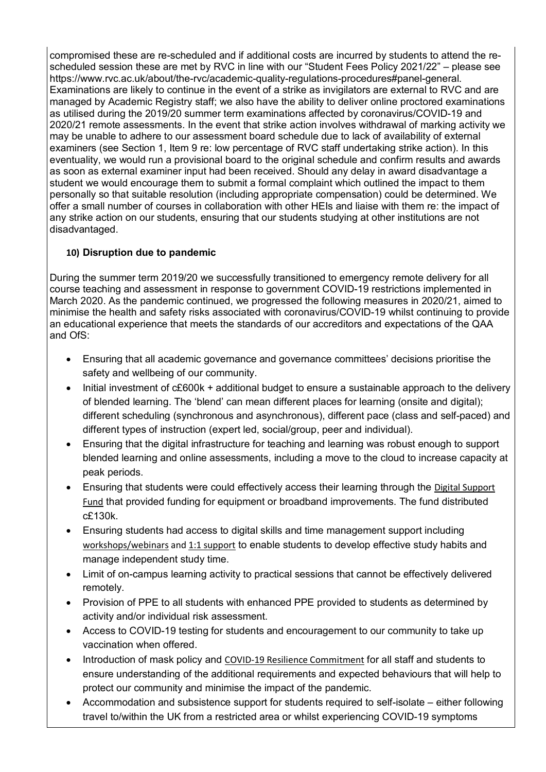compromised these are re-scheduled and if additional costs are incurred by students to attend the re-scheduled session these are met by RVC in line with our "Student Fees Policy 2021/22" – please see https://www.rvc.ac.uk/about/the-rvc/academic-quality-regulations-procedures#panel-general. Examinations are likely to continue in the event of a strike as invigilators are external to RVC and are managed by Academic Registry staff; we also have the ability to deliver online proctored examinations as utilised during the 2019/20 summer term examinations affected by coronavirus/COVID-19 and 2020/21 remote assessments. In the event that strike action involves withdrawal of marking activity we may be unable to adhere to our assessment board schedule due to lack of availability of external examiners (see Section 1, Item 9 re: low percentage of RVC staff undertaking strike action). In this eventuality, we would run a provisional board to the original schedule and confirm results and awards as soon as external examiner input had been received. Should any delay in award disadvantage a student we would encourage them to submit a formal complaint which outlined the impact to them personally so that suitable resolution (including appropriate compensation) could be determined. We offer a small number of courses in collaboration with other HEIs and liaise with them re: the impact of any strike action on our students, ensuring that our students studying at other institutions are not disadvantaged.

**10) Disruption due to pandemic**

During the summer term 2019/20 we successfully transitioned to emergency remote delivery for all course teaching and assessment in response to government COVID-19 restrictions implemented in March 2020. As the pandemic continued, we progressed the following measures in 2020/21, aimed to minimise the health and safety risks associated with coronavirus/COVID-19 whilst continuing to provide an educational experience that meets the standards of our accreditors and expectations of the QAA and OfS:

- Ensuring that all academic governance and governance committees' decisions prioritise the safety and wellbeing of our community.
- Initial investment of c£600k + additional budget to ensure a sustainable approach to the delivery of blended learning. The 'blend' can mean different places for learning (onsite and digital); different scheduling (synchronous and asynchronous), different pace (class and self-paced) and different types of instruction (expert led, social/group, peer and individual).
- Ensuring that the digital infrastructure for teaching and learning was robust enough to support blended learning and online assessments, including a move to the cloud to increase capacity at peak periods.
- Ensuring that students were could effectively access their learning through the Digital Support Fund that provided funding for equipment or broadband improvements. The fund distributed c£130k.
- Ensuring students had access to digital skills and time management support including workshops/webinars and 1:1 support to enable students to develop effective study habits and manage independent study time.
- Limit of on-campus learning activity to practical sessions that cannot be effectively delivered remotely.
- Provision of PPE to all students with enhanced PPE provided to students as determined by activity and/or individual risk assessment.
- Access to COVID-19 testing for students and encouragement to our community to take up vaccination when offered.
- Introduction of mask policy and COVID-19 Resilience Commitment for all staff and students to ensure understanding of the additional requirements and expected behaviours that will help to protect our community and minimise the impact of the pandemic.
- Accommodation and subsistence support for students required to self-isolate – either following travel to/within the UK from a restricted area or whilst experiencing COVID-19 symptoms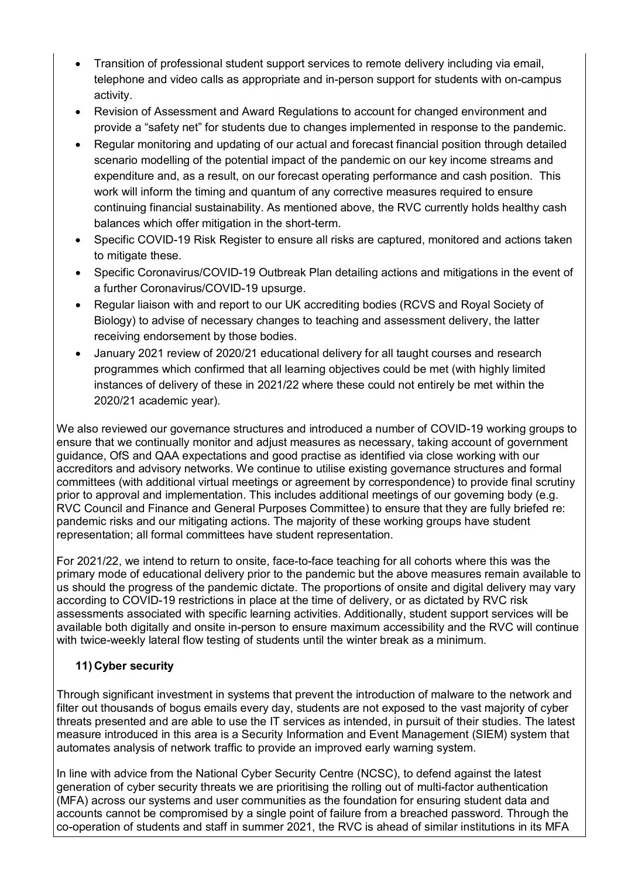- Transition of professional student support services to remote delivery including via email, telephone and video calls as appropriate and in-person support for students with on-campus activity.
- Revision of Assessment and Award Regulations to account for changed environment and provide a "safety net" for students due to changes implemented in response to the pandemic.
- Regular monitoring and updating of our actual and forecast financial position through detailed scenario modelling of the potential impact of the pandemic on our key income streams and expenditure and, as a result, on our forecast operating performance and cash position. This work will inform the timing and quantum of any corrective measures required to ensure continuing financial sustainability. As mentioned above, the RVC currently holds healthy cash balances which offer mitigation in the short-term.
- Specific COVID-19 Risk Register to ensure all risks are captured, monitored and actions taken to mitigate these.
- Specific Coronavirus/COVID-19 Outbreak Plan detailing actions and mitigations in the event of a further Coronavirus/COVID-19 upsurge.
- Regular liaison with and report to our UK accrediting bodies (RCVS and Royal Society of Biology) to advise of necessary changes to teaching and assessment delivery, the latter receiving endorsement by those bodies.
- January 2021 review of 2020/21 educational delivery for all taught courses and research programmes which confirmed that all learning objectives could be met (with highly limited instances of delivery of these in 2021/22 where these could not entirely be met within the 2020/21 academic year).

We also reviewed our governance structures and introduced a number of COVID-19 working groups to ensure that we continually monitor and adjust measures as necessary, taking account of government guidance, OfS and QAA expectations and good practise as identified via close working with our accreditors and advisory networks. We continue to utilise existing governance structures and formal committees (with additional virtual meetings or agreement by correspondence) to provide final scrutiny prior to approval and implementation. This includes additional meetings of our governing body (e.g. RVC Council and Finance and General Purposes Committee) to ensure that they are fully briefed re: pandemic risks and our mitigating actions. The majority of these working groups have student representation; all formal committees have student representation.

For 2021/22, we intend to return to onsite, face-to-face teaching for all cohorts where this was the primary mode of educational delivery prior to the pandemic but the above measures remain available to us should the progress of the pandemic dictate. The proportions of onsite and digital delivery may vary according to COVID-19 restrictions in place at the time of delivery, or as dictated by RVC risk assessments associated with specific learning activities. Additionally, student support services will be available both digitally and onsite in-person to ensure maximum accessibility and the RVC will continue with twice-weekly lateral flow testing of students until the winter break as a minimum.

### 11) Cyber security

Through significant investment in systems that prevent the introduction of malware to the network and filter out thousands of bogus emails every day, students are not exposed to the vast majority of cyber threats presented and are able to use the IT services as intended, in pursuit of their studies. The latest measure introduced in this area is a Security Information and Event Management (SIEM) system that automates analysis of network traffic to provide an improved early warning system.

In line with advice from the National Cyber Security Centre (NCSC), to defend against the latest generation of cyber security threats we are prioritising the rolling out of multi-factor authentication (MFA) across our systems and user communities as the foundation for ensuring student data and accounts cannot be compromised by a single point of failure from a breached password. Through the co-operation of students and staff in summer 2021, the RVC is ahead of similar institutions in its MFA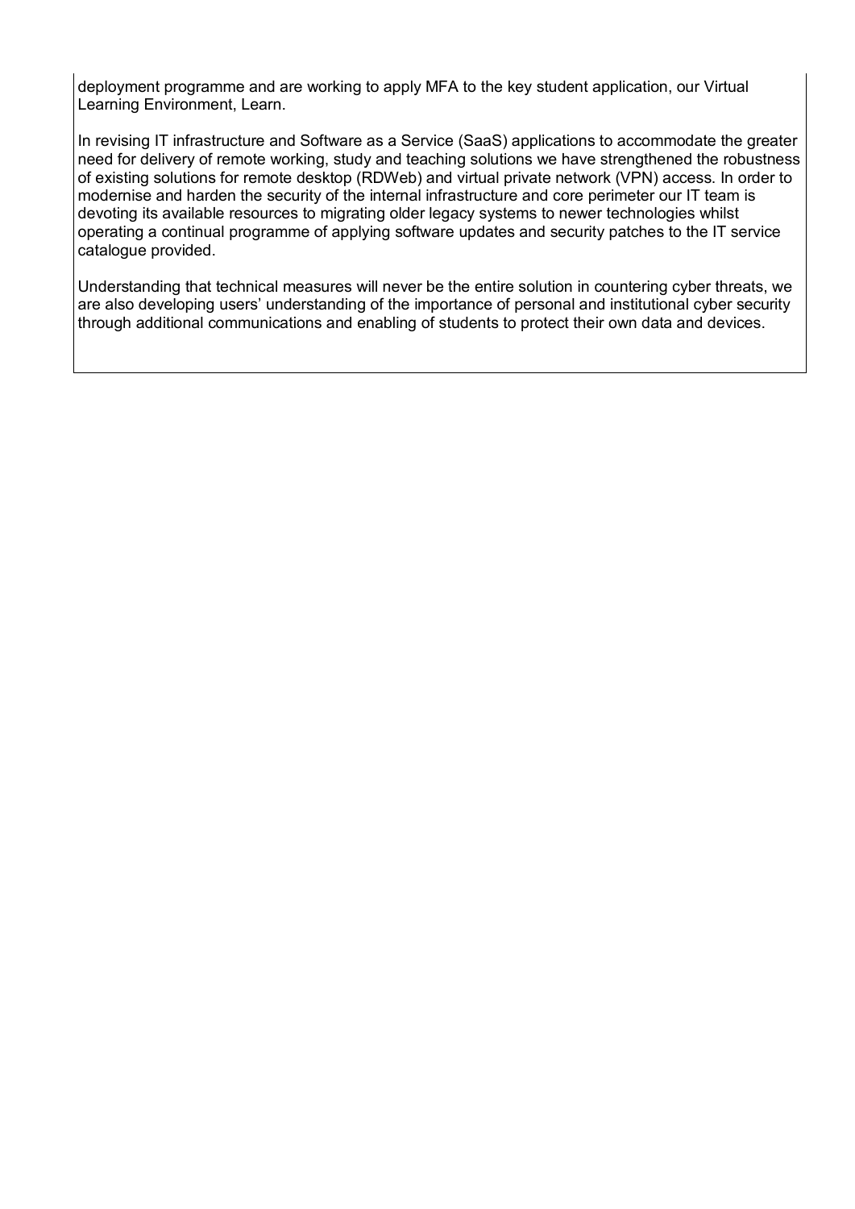deployment programme and are working to apply MFA to the key student application, our Virtual Learning Environment, Learn.

In revising IT infrastructure and Software as a Service (SaaS) applications to accommodate the greater need for delivery of remote working, study and teaching solutions we have strengthened the robustness of existing solutions for remote desktop (RDWeb) and virtual private network (VPN) access. In order to modernise and harden the security of the internal infrastructure and core perimeter our IT team is devoting its available resources to migrating older legacy systems to newer technologies whilst operating a continual programme of applying software updates and security patches to the IT service catalogue provided.

Understanding that technical measures will never be the entire solution in countering cyber threats, we are also developing users' understanding of the importance of personal and institutional cyber security through additional communications and enabling of students to protect their own data and devices.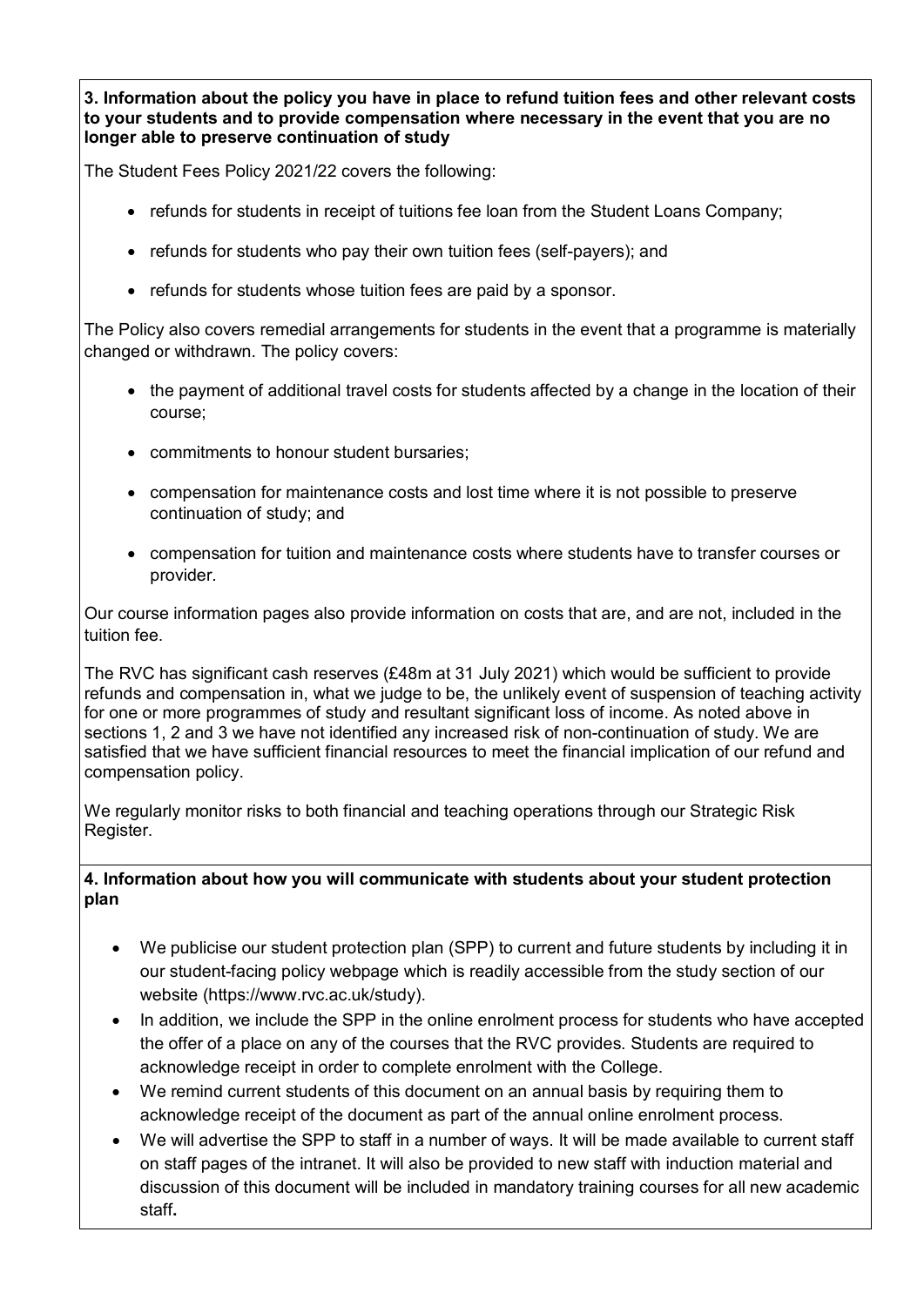**3. Information about the policy you have in place to refund tuition fees and other relevant costs to your students and to provide compensation where necessary in the event that you are no longer able to preserve continuation of study**

The Student Fees Policy 2021/22 covers the following:

- refunds for students in receipt of tuitions fee loan from the Student Loans Company;
- refunds for students who pay their own tuition fees (self-payers); and
- refunds for students whose tuition fees are paid by a sponsor.

The Policy also covers remedial arrangements for students in the event that a programme is materially changed or withdrawn. The policy covers:

- the payment of additional travel costs for students affected by a change in the location of their course;
- commitments to honour student bursaries;
- compensation for maintenance costs and lost time where it is not possible to preserve continuation of study; and
- compensation for tuition and maintenance costs where students have to transfer courses or provider.

Our course information pages also provide information on costs that are, and are not, included in the tuition fee.

The RVC has significant cash reserves (£48m at 31 July 2021) which would be sufficient to provide refunds and compensation in, what we judge to be, the unlikely event of suspension of teaching activity for one or more programmes of study and resultant significant loss of income. As noted above in sections 1, 2 and 3 we have not identified any increased risk of non-continuation of study. We are satisfied that we have sufficient financial resources to meet the financial implication of our refund and compensation policy.

We regularly monitor risks to both financial and teaching operations through our Strategic Risk Register.

**4. Information about how you will communicate with students about your student protection plan**

- We publicise our student protection plan (SPP) to current and future students by including it in our student-facing policy webpage which is readily accessible from the study section of our website (https://www.rvc.ac.uk/study).
- In addition, we include the SPP in the online enrolment process for students who have accepted the offer of a place on any of the courses that the RVC provides. Students are required to acknowledge receipt in order to complete enrolment with the College.
- We remind current students of this document on an annual basis by requiring them to acknowledge receipt of the document as part of the annual online enrolment process.
- We will advertise the SPP to staff in a number of ways. It will be made available to current staff on staff pages of the intranet. It will also be provided to new staff with induction material and discussion of this document will be included in mandatory training courses for all new academic staff**.**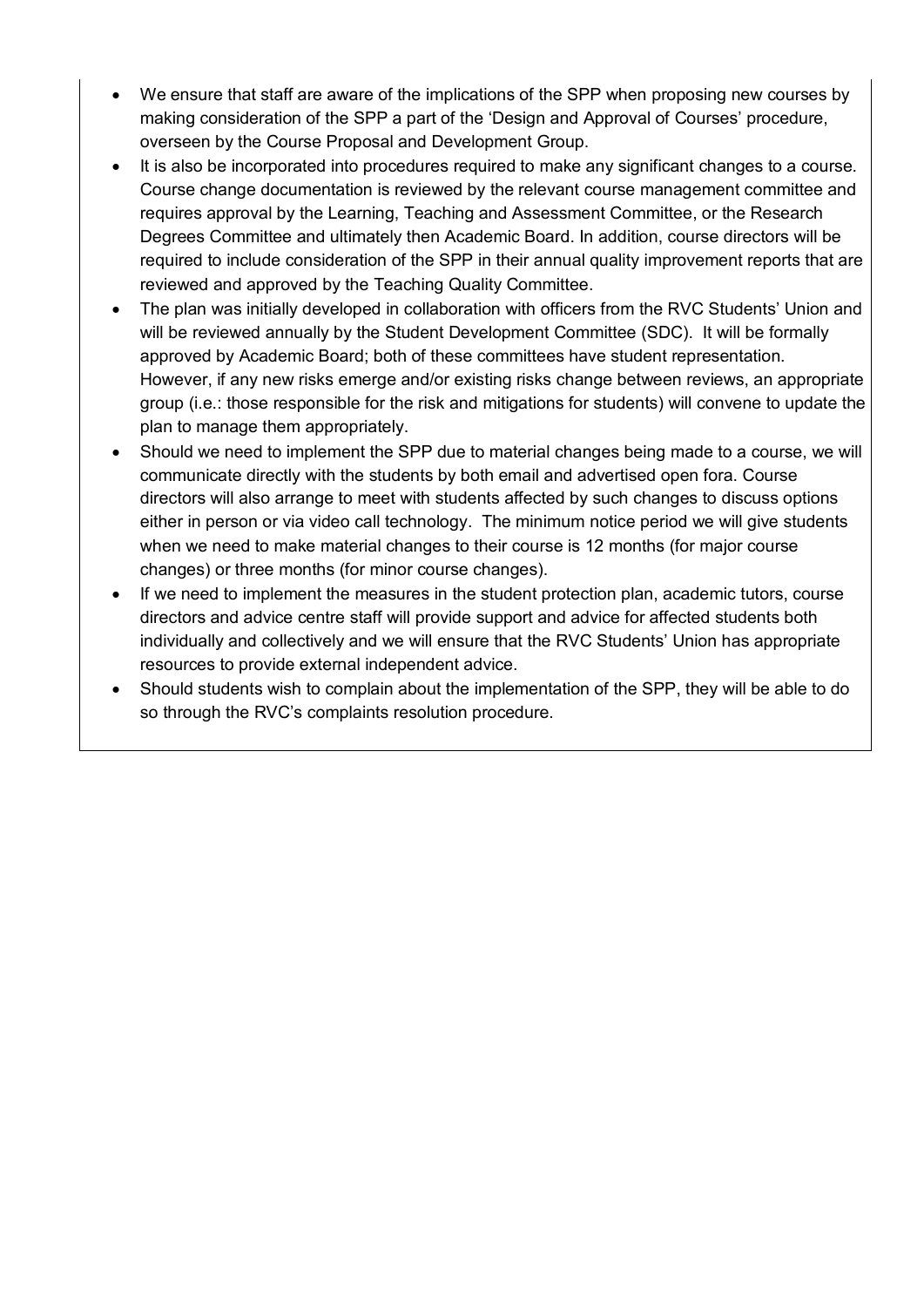- We ensure that staff are aware of the implications of the SPP when proposing new courses by making consideration of the SPP a part of the 'Design and Approval of Courses' procedure, overseen by the Course Proposal and Development Group.
- It is also be incorporated into procedures required to make any significant changes to a course. Course change documentation is reviewed by the relevant course management committee and requires approval by the Learning, Teaching and Assessment Committee, or the Research Degrees Committee and ultimately then Academic Board. In addition, course directors will be required to include consideration of the SPP in their annual quality improvement reports that are reviewed and approved by the Teaching Quality Committee.
- The plan was initially developed in collaboration with officers from the RVC Students' Union and will be reviewed annually by the Student Development Committee (SDC). It will be formally approved by Academic Board; both of these committees have student representation. However, if any new risks emerge and/or existing risks change between reviews, an appropriate group (i.e.: those responsible for the risk and mitigations for students) will convene to update the plan to manage them appropriately.
- Should we need to implement the SPP due to material changes being made to a course, we will communicate directly with the students by both email and advertised open fora. Course directors will also arrange to meet with students affected by such changes to discuss options either in person or via video call technology. The minimum notice period we will give students when we need to make material changes to their course is 12 months (for major course changes) or three months (for minor course changes).
- If we need to implement the measures in the student protection plan, academic tutors, course directors and advice centre staff will provide support and advice for affected students both individually and collectively and we will ensure that the RVC Students' Union has appropriate resources to provide external independent advice.
- Should students wish to complain about the implementation of the SPP, they will be able to do so through the RVC's complaints resolution procedure.